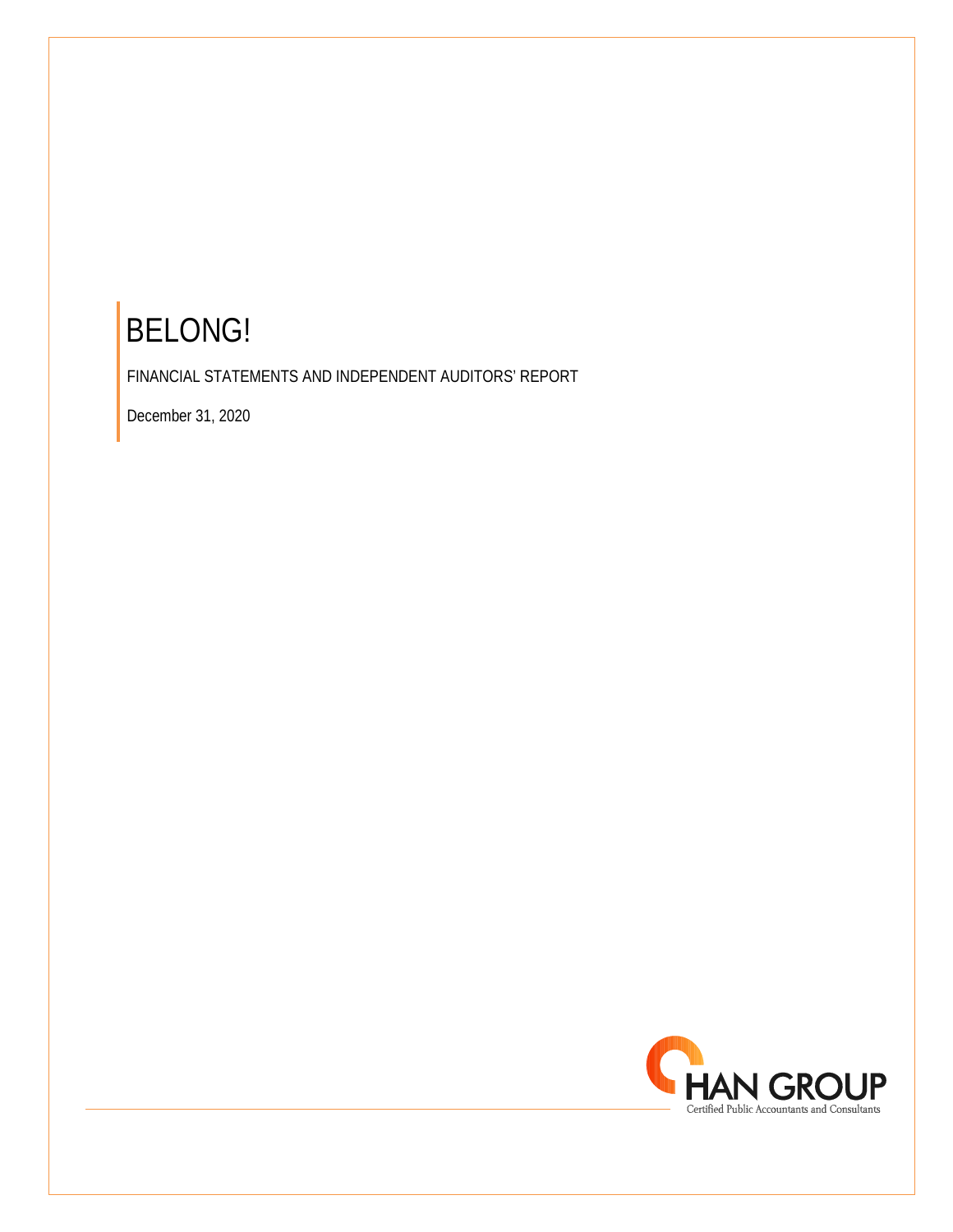# BELONG!

FINANCIAL STATEMENTS AND INDEPENDENT AUDITORS' REPORT

December 31, 2020

HAN GROUP

Certified Public Accountants and Consultants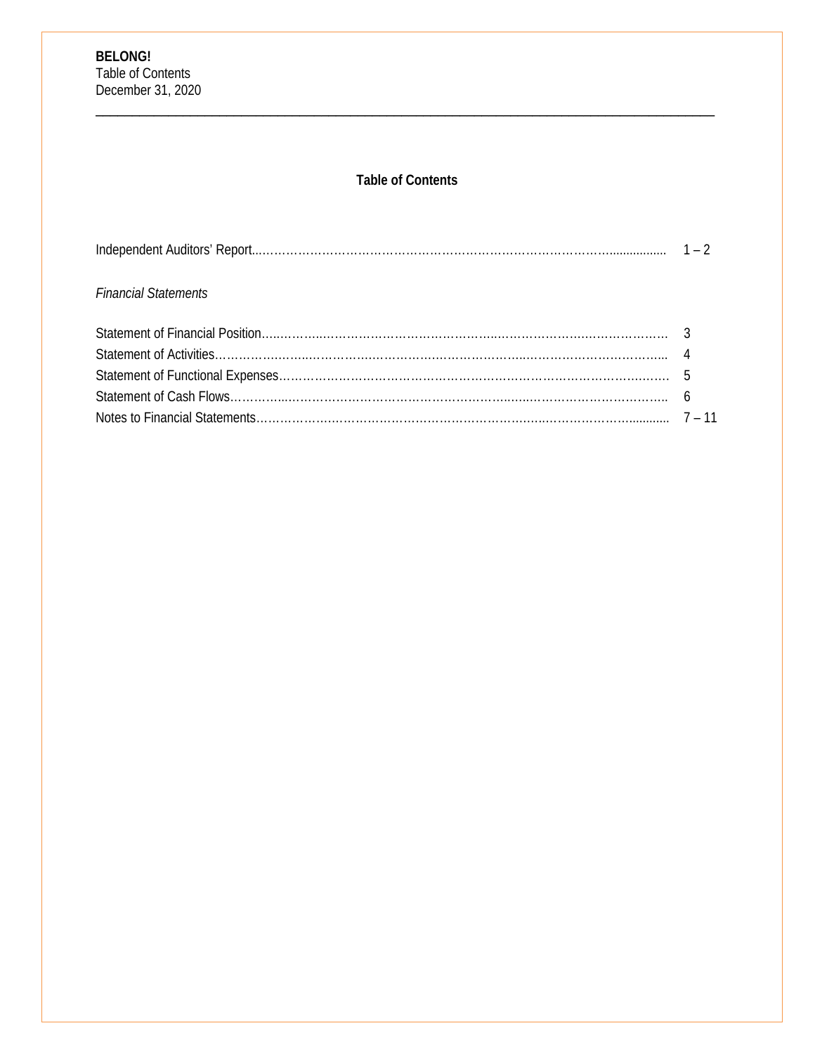**BELONG!**
Table of Contents
December 31, 2020

## Table of Contents

| | |
|---|---|
| Independent Auditors' Report | 1 – 2 |
| *Financial Statements* | |
| Statement of Financial Position | 3 |
| Statement of Activities | 4 |
| Statement of Functional Expenses | 5 |
| Statement of Cash Flows | 6 |
| Notes to Financial Statements | 7 – 11 |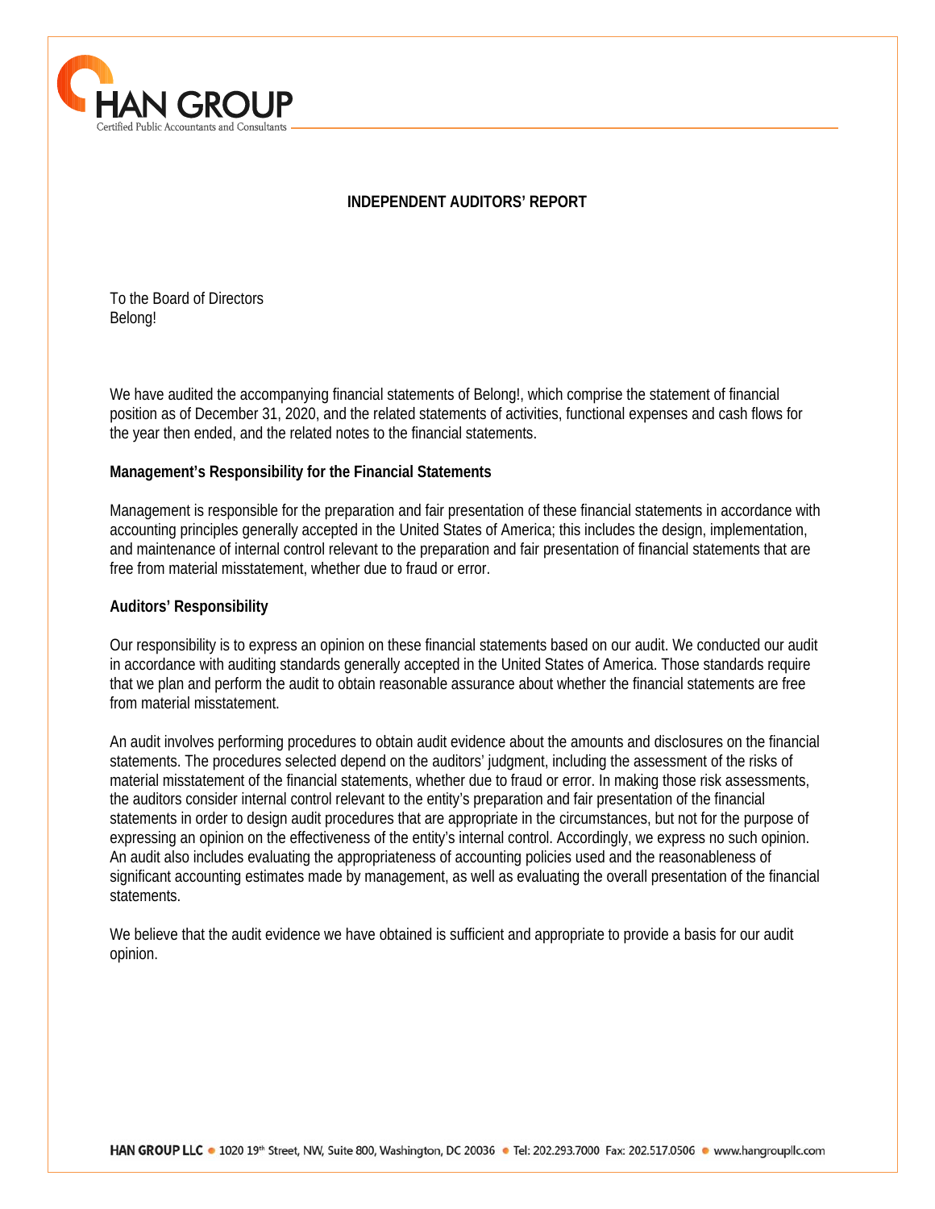# INDEPENDENT AUDITORS' REPORT

To the Board of Directors
Belong!

We have audited the accompanying financial statements of Belong!, which comprise the statement of financial position as of December 31, 2020, and the related statements of activities, functional expenses and cash flows for the year then ended, and the related notes to the financial statements.

**Management's Responsibility for the Financial Statements**

Management is responsible for the preparation and fair presentation of these financial statements in accordance with accounting principles generally accepted in the United States of America; this includes the design, implementation, and maintenance of internal control relevant to the preparation and fair presentation of financial statements that are free from material misstatement, whether due to fraud or error.

**Auditors' Responsibility**

Our responsibility is to express an opinion on these financial statements based on our audit. We conducted our audit in accordance with auditing standards generally accepted in the United States of America. Those standards require that we plan and perform the audit to obtain reasonable assurance about whether the financial statements are free from material misstatement.

An audit involves performing procedures to obtain audit evidence about the amounts and disclosures on the financial statements. The procedures selected depend on the auditors' judgment, including the assessment of the risks of material misstatement of the financial statements, whether due to fraud or error. In making those risk assessments, the auditors consider internal control relevant to the entity's preparation and fair presentation of the financial statements in order to design audit procedures that are appropriate in the circumstances, but not for the purpose of expressing an opinion on the effectiveness of the entity's internal control. Accordingly, we express no such opinion. An audit also includes evaluating the appropriateness of accounting policies used and the reasonableness of significant accounting estimates made by management, as well as evaluating the overall presentation of the financial statements.

We believe that the audit evidence we have obtained is sufficient and appropriate to provide a basis for our audit opinion.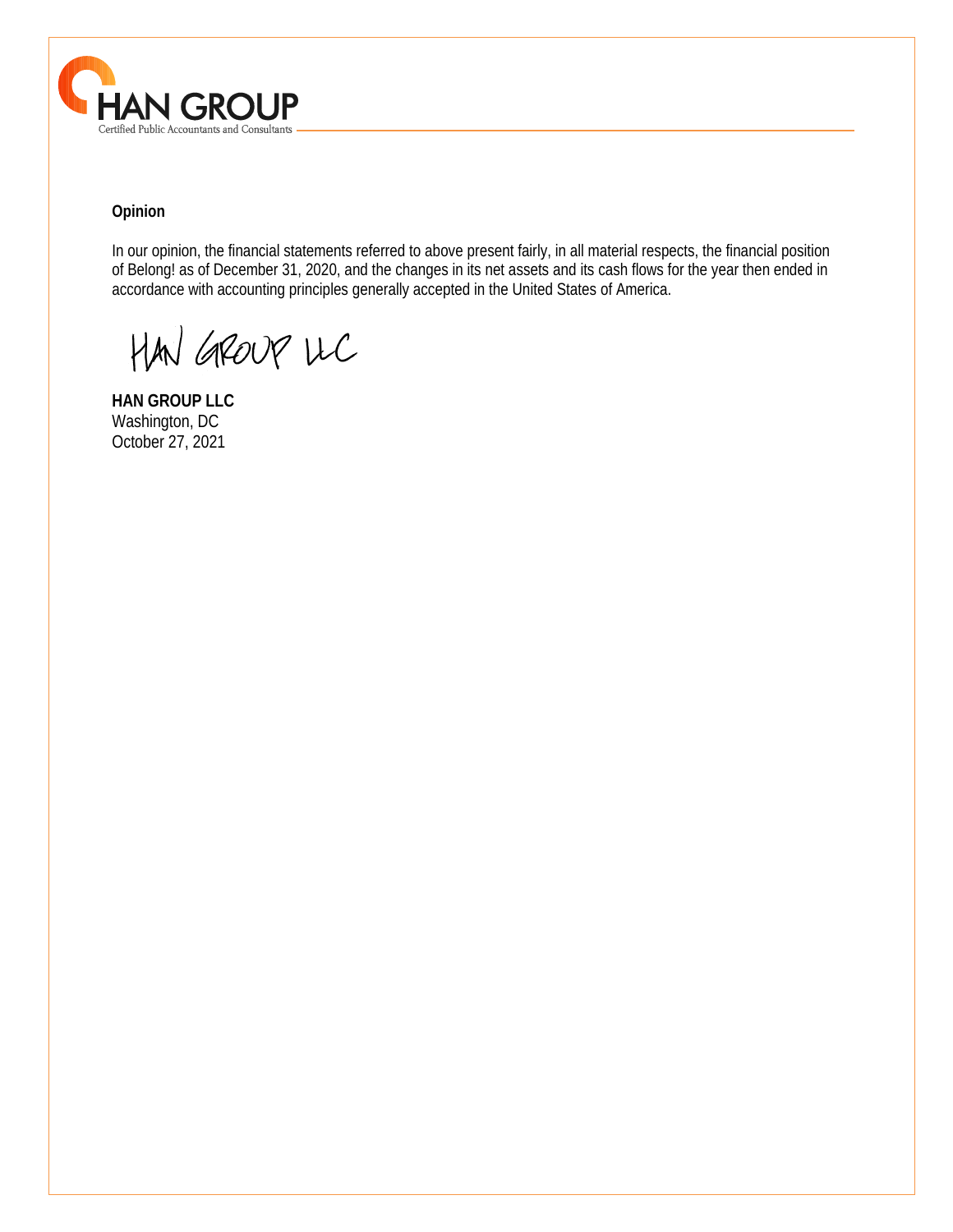**Opinion**

In our opinion, the financial statements referred to above present fairly, in all material respects, the financial position of Belong! as of December 31, 2020, and the changes in its net assets and its cash flows for the year then ended in accordance with accounting principles generally accepted in the United States of America.

HAN GROUP LLC

**HAN GROUP LLC**
Washington, DC
October 27, 2021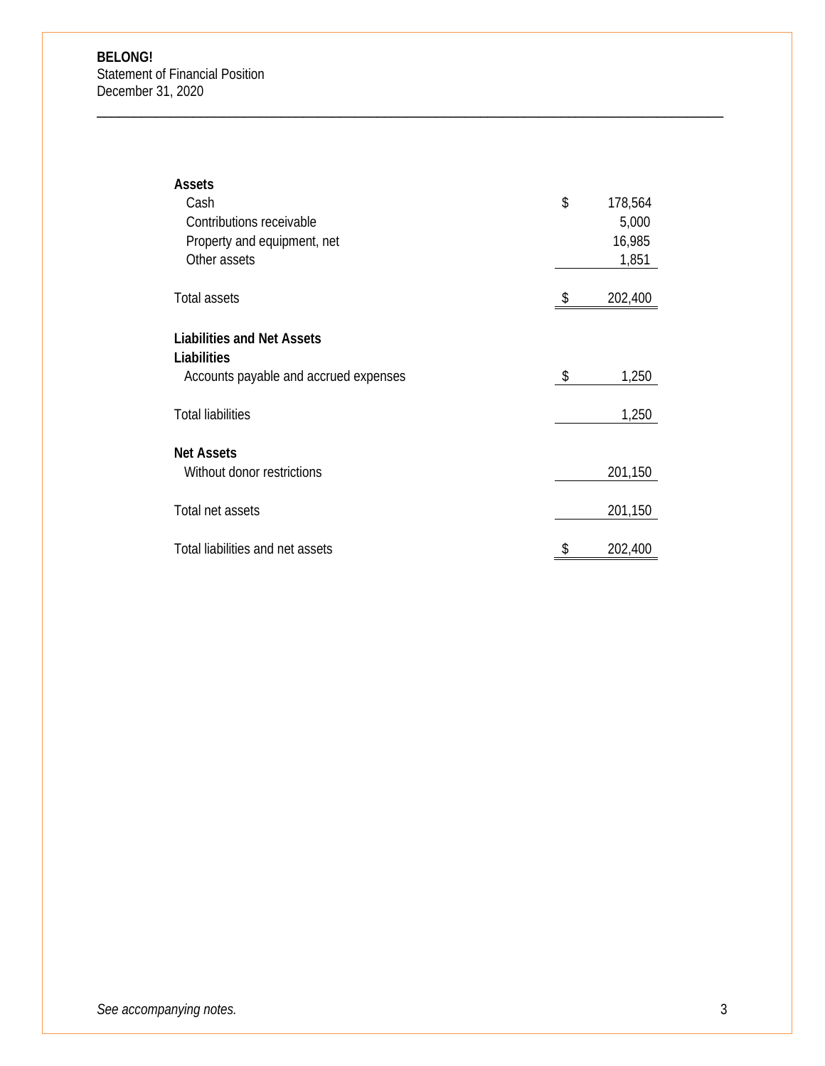**BELONG!**
Statement of Financial Position
December 31, 2020

| | |
|---|---|
| **Assets** | |
| Cash | $ 178,564 |
| Contributions receivable | 5,000 |
| Property and equipment, net | 16,985 |
| Other assets | 1,851 |
| Total assets | $ 202,400 |
| **Liabilities and Net Assets** | |
| **Liabilities** | |
| Accounts payable and accrued expenses | $ 1,250 |
| Total liabilities | 1,250 |
| **Net Assets** | |
| Without donor restrictions | 201,150 |
| Total net assets | 201,150 |
| Total liabilities and net assets | $ 202,400 |

*See accompanying notes.*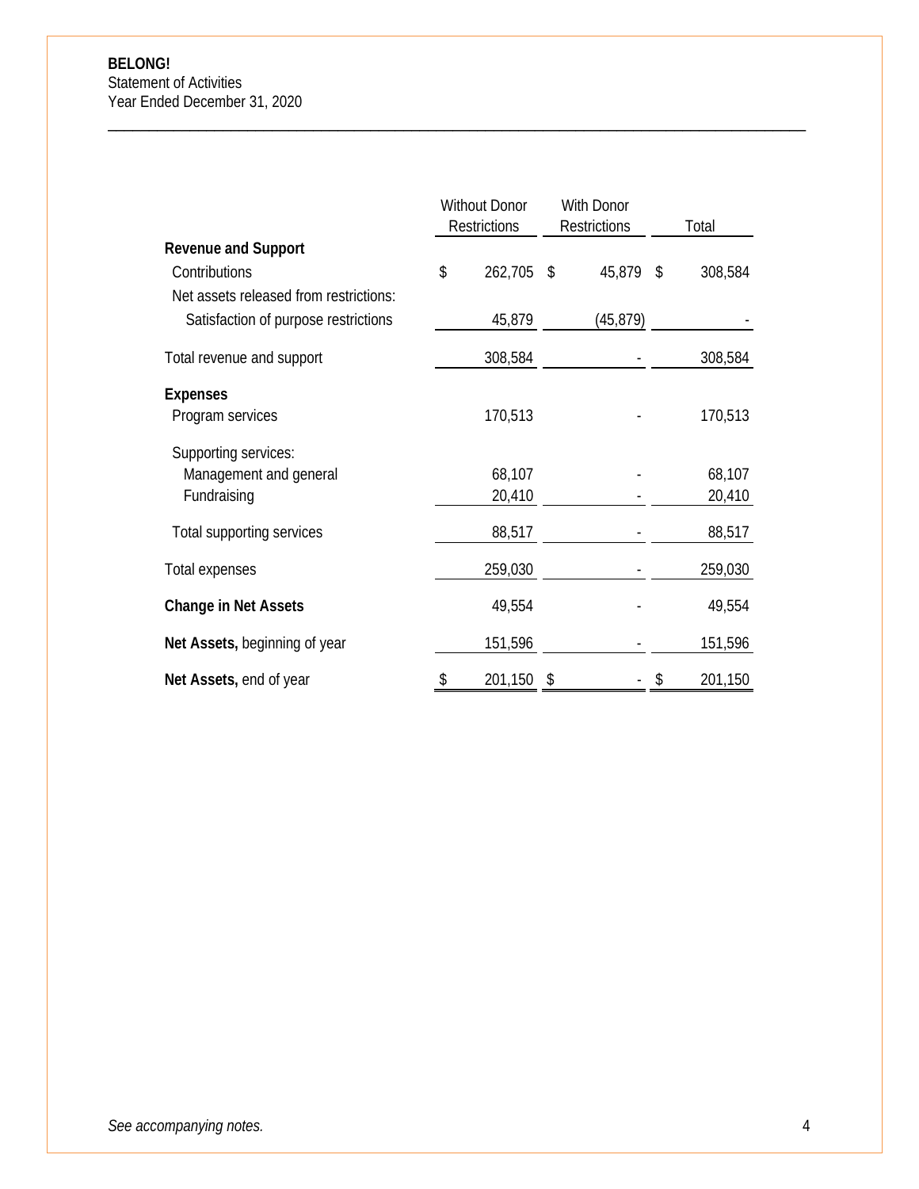**BELONG!**
Statement of Activities
Year Ended December 31, 2020

| | Without Donor Restrictions | With Donor Restrictions | Total |
|---|---|---|---|
| **Revenue and Support** | | | |
| Contributions | $ 262,705 | $ 45,879 | $ 308,584 |
| Net assets released from restrictions: | | | |
| Satisfaction of purpose restrictions | 45,879 | (45,879) | - |
| Total revenue and support | 308,584 | - | 308,584 |
| **Expenses** | | | |
| Program services | 170,513 | - | 170,513 |
| Supporting services: | | | |
| Management and general | 68,107 | - | 68,107 |
| Fundraising | 20,410 | - | 20,410 |
| Total supporting services | 88,517 | - | 88,517 |
| Total expenses | 259,030 | - | 259,030 |
| **Change in Net Assets** | 49,554 | - | 49,554 |
| **Net Assets,** beginning of year | 151,596 | - | 151,596 |
| **Net Assets,** end of year | $ 201,150 | $ - | $ 201,150 |

*See accompanying notes.*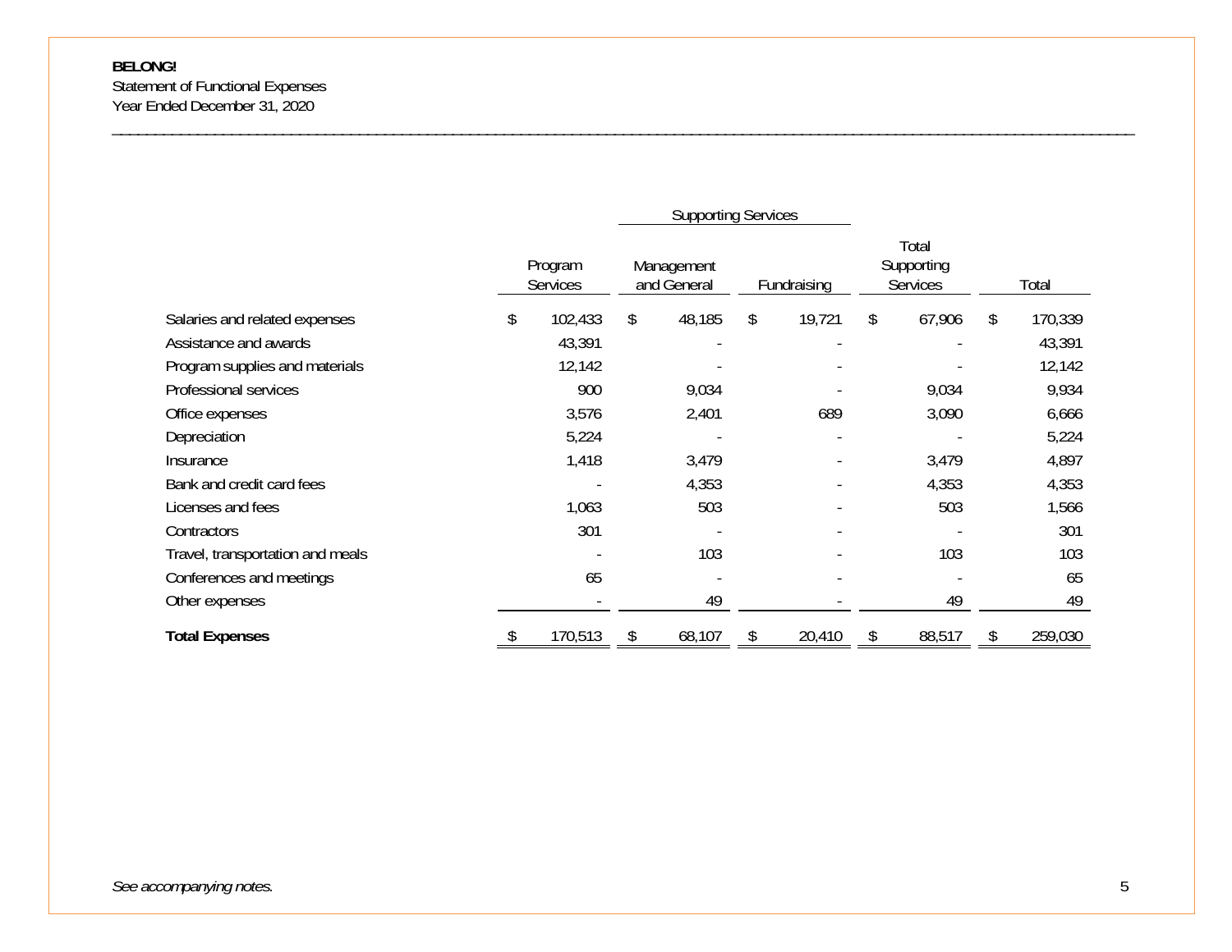**BELONG!**
Statement of Functional Expenses
Year Ended December 31, 2020

| | Program Services | Supporting Services | | Total Supporting Services | Total |
|---|---|---|---|---|---|
| | | Management and General | Fundraising | | |
| Salaries and related expenses | $ 102,433 | $ 48,185 | $ 19,721 | $ 67,906 | $ 170,339 |
| Assistance and awards | 43,391 | - | - | - | 43,391 |
| Program supplies and materials | 12,142 | - | - | - | 12,142 |
| Professional services | 900 | 9,034 | - | 9,034 | 9,934 |
| Office expenses | 3,576 | 2,401 | 689 | 3,090 | 6,666 |
| Depreciation | 5,224 | - | - | - | 5,224 |
| Insurance | 1,418 | 3,479 | - | 3,479 | 4,897 |
| Bank and credit card fees | - | 4,353 | - | 4,353 | 4,353 |
| Licenses and fees | 1,063 | 503 | - | 503 | 1,566 |
| Contractors | 301 | - | - | - | 301 |
| Travel, transportation and meals | - | 103 | - | 103 | 103 |
| Conferences and meetings | 65 | - | - | - | 65 |
| Other expenses | - | 49 | - | 49 | 49 |
| **Total Expenses** | $ 170,513 | $ 68,107 | $ 20,410 | $ 88,517 | $ 259,030 |

*See accompanying notes.*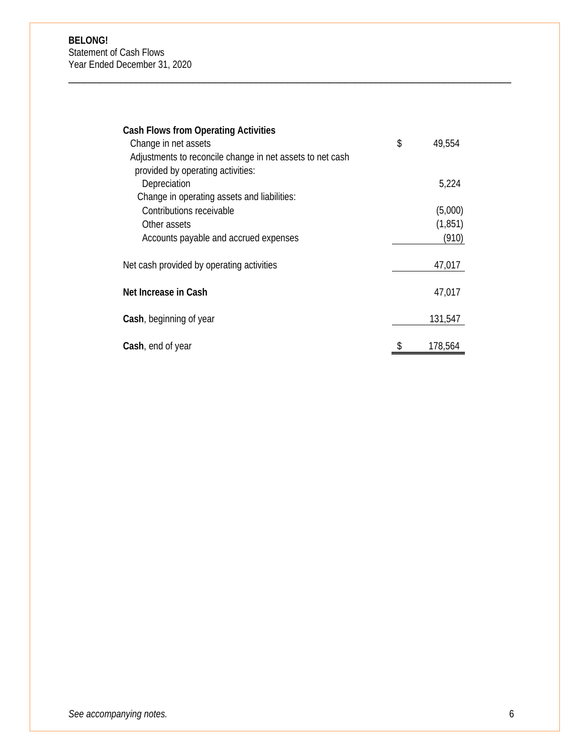**BELONG!**
Statement of Cash Flows
Year Ended December 31, 2020

| | |
|---|---|
| **Cash Flows from Operating Activities** | |
| Change in net assets | $ 49,554 |
| Adjustments to reconcile change in net assets to net cash provided by operating activities: | |
| Depreciation | 5,224 |
| Change in operating assets and liabilities: | |
| Contributions receivable | (5,000) |
| Other assets | (1,851) |
| Accounts payable and accrued expenses | (910) |
| Net cash provided by operating activities | 47,017 |
| **Net Increase in Cash** | 47,017 |
| **Cash**, beginning of year | 131,547 |
| **Cash**, end of year | $ 178,564 |

*See accompanying notes.*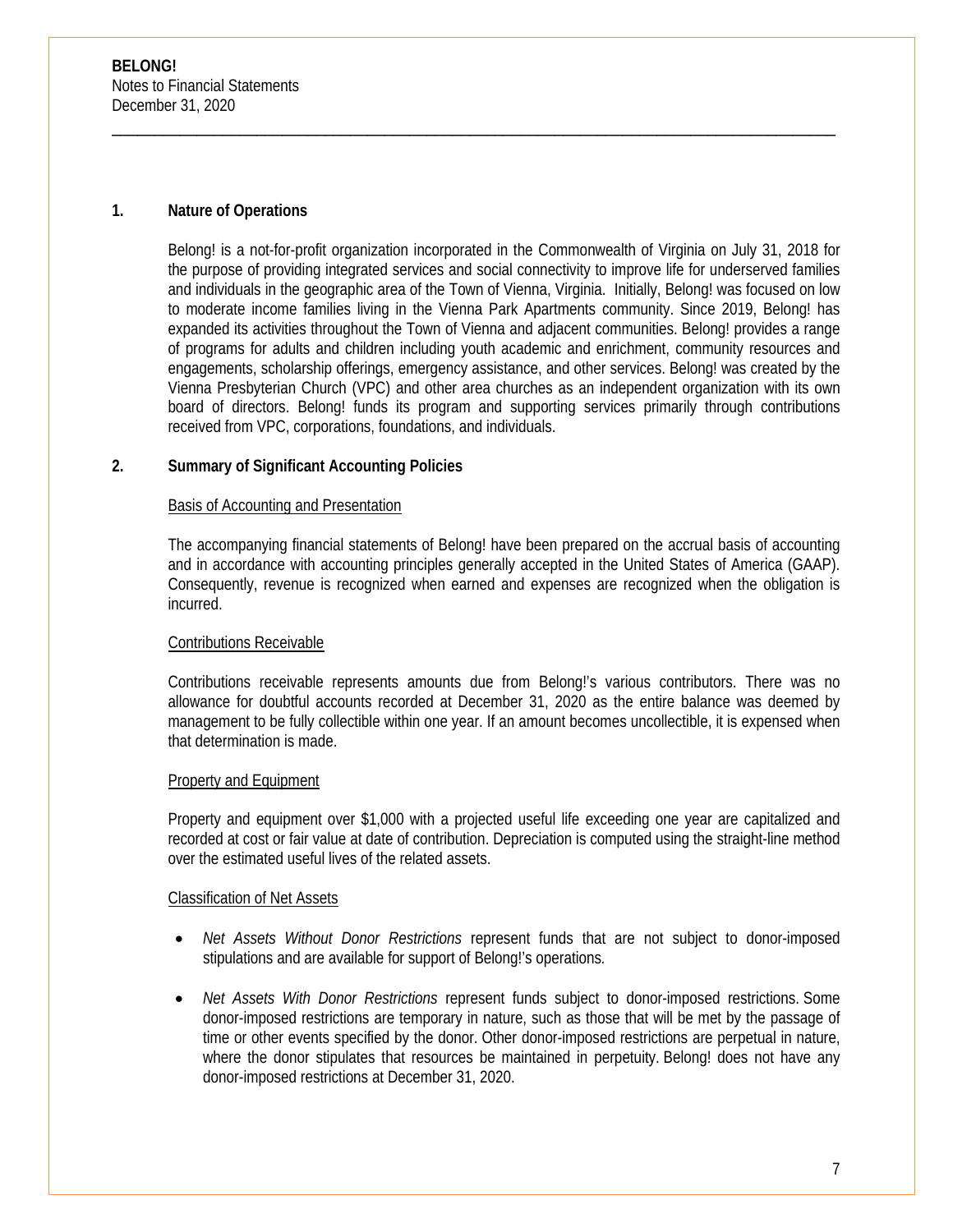## 1. Nature of Operations

Belong! is a not-for-profit organization incorporated in the Commonwealth of Virginia on July 31, 2018 for the purpose of providing integrated services and social connectivity to improve life for underserved families and individuals in the geographic area of the Town of Vienna, Virginia. Initially, Belong! was focused on low to moderate income families living in the Vienna Park Apartments community. Since 2019, Belong! has expanded its activities throughout the Town of Vienna and adjacent communities. Belong! provides a range of programs for adults and children including youth academic and enrichment, community resources and engagements, scholarship offerings, emergency assistance, and other services. Belong! was created by the Vienna Presbyterian Church (VPC) and other area churches as an independent organization with its own board of directors. Belong! funds its program and supporting services primarily through contributions received from VPC, corporations, foundations, and individuals.

## 2. Summary of Significant Accounting Policies

### Basis of Accounting and Presentation

The accompanying financial statements of Belong! have been prepared on the accrual basis of accounting and in accordance with accounting principles generally accepted in the United States of America (GAAP). Consequently, revenue is recognized when earned and expenses are recognized when the obligation is incurred.

### Contributions Receivable

Contributions receivable represents amounts due from Belong!'s various contributors. There was no allowance for doubtful accounts recorded at December 31, 2020 as the entire balance was deemed by management to be fully collectible within one year. If an amount becomes uncollectible, it is expensed when that determination is made.

### Property and Equipment

Property and equipment over $1,000 with a projected useful life exceeding one year are capitalized and recorded at cost or fair value at date of contribution. Depreciation is computed using the straight-line method over the estimated useful lives of the related assets.

### Classification of Net Assets

- *Net Assets Without Donor Restrictions* represent funds that are not subject to donor-imposed stipulations and are available for support of Belong!'s operations.
- *Net Assets With Donor Restrictions* represent funds subject to donor-imposed restrictions. Some donor-imposed restrictions are temporary in nature, such as those that will be met by the passage of time or other events specified by the donor. Other donor-imposed restrictions are perpetual in nature, where the donor stipulates that resources be maintained in perpetuity. Belong! does not have any donor-imposed restrictions at December 31, 2020.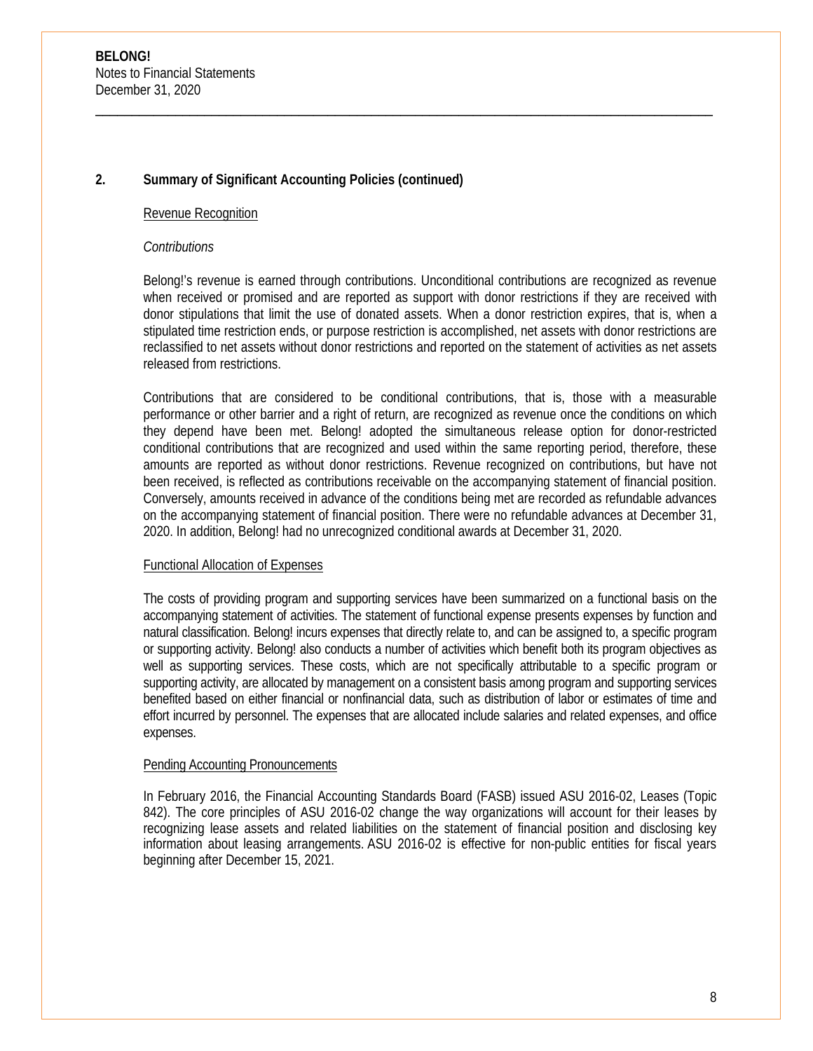## 2. Summary of Significant Accounting Policies (continued)

### Revenue Recognition

*Contributions*

Belong!'s revenue is earned through contributions. Unconditional contributions are recognized as revenue when received or promised and are reported as support with donor restrictions if they are received with donor stipulations that limit the use of donated assets. When a donor restriction expires, that is, when a stipulated time restriction ends, or purpose restriction is accomplished, net assets with donor restrictions are reclassified to net assets without donor restrictions and reported on the statement of activities as net assets released from restrictions.

Contributions that are considered to be conditional contributions, that is, those with a measurable performance or other barrier and a right of return, are recognized as revenue once the conditions on which they depend have been met. Belong! adopted the simultaneous release option for donor-restricted conditional contributions that are recognized and used within the same reporting period, therefore, these amounts are reported as without donor restrictions. Revenue recognized on contributions, but have not been received, is reflected as contributions receivable on the accompanying statement of financial position. Conversely, amounts received in advance of the conditions being met are recorded as refundable advances on the accompanying statement of financial position. There were no refundable advances at December 31, 2020. In addition, Belong! had no unrecognized conditional awards at December 31, 2020.

### Functional Allocation of Expenses

The costs of providing program and supporting services have been summarized on a functional basis on the accompanying statement of activities. The statement of functional expense presents expenses by function and natural classification. Belong! incurs expenses that directly relate to, and can be assigned to, a specific program or supporting activity. Belong! also conducts a number of activities which benefit both its program objectives as well as supporting services. These costs, which are not specifically attributable to a specific program or supporting activity, are allocated by management on a consistent basis among program and supporting services benefited based on either financial or nonfinancial data, such as distribution of labor or estimates of time and effort incurred by personnel. The expenses that are allocated include salaries and related expenses, and office expenses.

### Pending Accounting Pronouncements

In February 2016, the Financial Accounting Standards Board (FASB) issued ASU 2016-02, Leases (Topic 842). The core principles of ASU 2016-02 change the way organizations will account for their leases by recognizing lease assets and related liabilities on the statement of financial position and disclosing key information about leasing arrangements. ASU 2016-02 is effective for non-public entities for fiscal years beginning after December 15, 2021.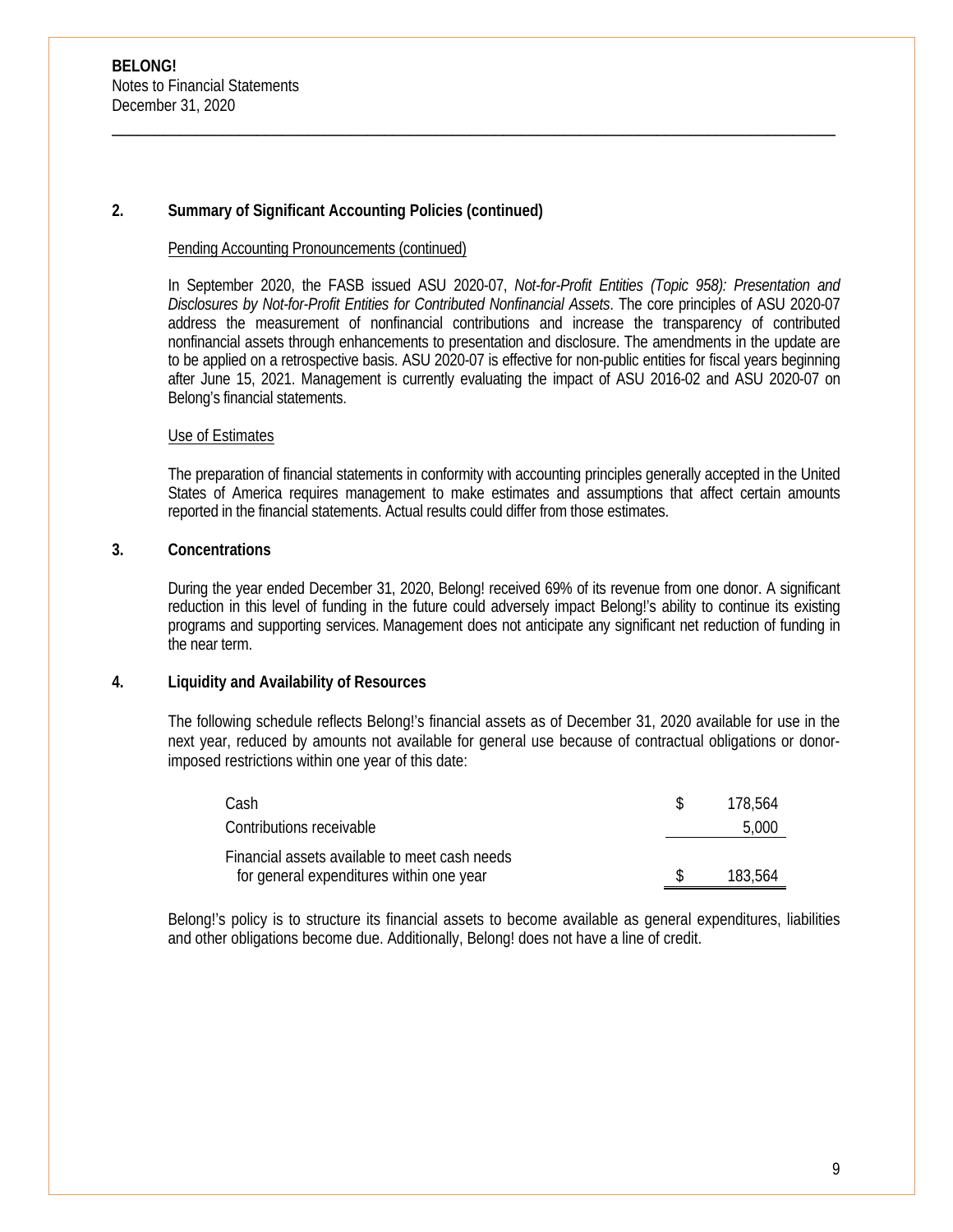**BELONG!**
Notes to Financial Statements
December 31, 2020

## 2. Summary of Significant Accounting Policies (continued)

Pending Accounting Pronouncements (continued)

In September 2020, the FASB issued ASU 2020-07, *Not-for-Profit Entities (Topic 958): Presentation and Disclosures by Not-for-Profit Entities for Contributed Nonfinancial Assets*. The core principles of ASU 2020-07 address the measurement of nonfinancial contributions and increase the transparency of contributed nonfinancial assets through enhancements to presentation and disclosure. The amendments in the update are to be applied on a retrospective basis. ASU 2020-07 is effective for non-public entities for fiscal years beginning after June 15, 2021. Management is currently evaluating the impact of ASU 2016-02 and ASU 2020-07 on Belong's financial statements.

Use of Estimates

The preparation of financial statements in conformity with accounting principles generally accepted in the United States of America requires management to make estimates and assumptions that affect certain amounts reported in the financial statements. Actual results could differ from those estimates.

## 3. Concentrations

During the year ended December 31, 2020, Belong! received 69% of its revenue from one donor. A significant reduction in this level of funding in the future could adversely impact Belong!'s ability to continue its existing programs and supporting services. Management does not anticipate any significant net reduction of funding in the near term.

## 4. Liquidity and Availability of Resources

The following schedule reflects Belong!'s financial assets as of December 31, 2020 available for use in the next year, reduced by amounts not available for general use because of contractual obligations or donor-imposed restrictions within one year of this date:

| | |
|---|---|
| Cash | $ 178,564 |
| Contributions receivable | 5,000 |
| Financial assets available to meet cash needs for general expenditures within one year | $ 183,564 |

Belong!'s policy is to structure its financial assets to become available as general expenditures, liabilities and other obligations become due. Additionally, Belong! does not have a line of credit.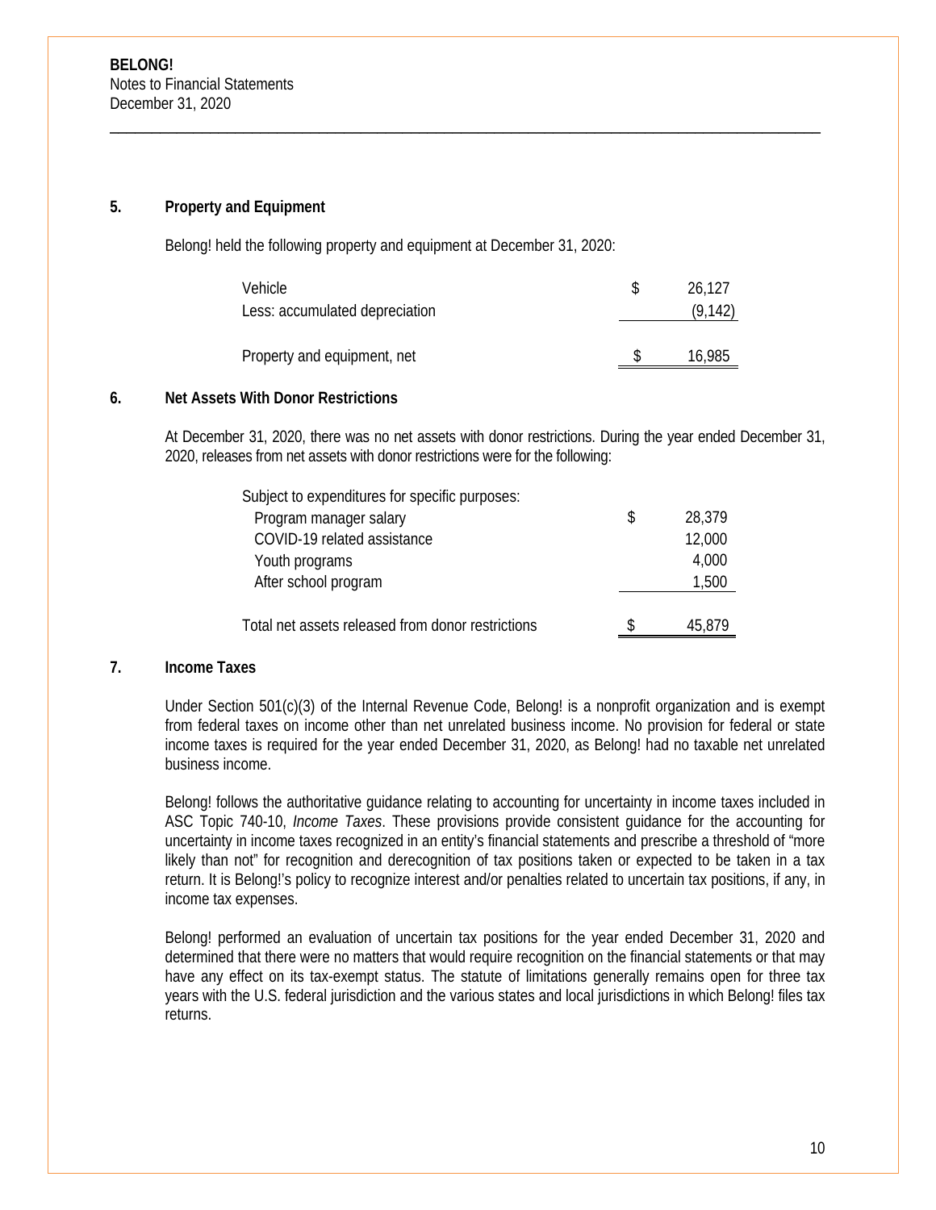## 5. Property and Equipment

Belong! held the following property and equipment at December 31, 2020:

| | | |
|---|---|---|
| Vehicle | $ | 26,127 |
| Less: accumulated depreciation | | (9,142) |
| Property and equipment, net | $ | 16,985 |

## 6. Net Assets With Donor Restrictions

At December 31, 2020, there was no net assets with donor restrictions. During the year ended December 31, 2020, releases from net assets with donor restrictions were for the following:

| | | |
|---|---|---|
| Subject to expenditures for specific purposes: | | |
| Program manager salary | $ | 28,379 |
| COVID-19 related assistance | | 12,000 |
| Youth programs | | 4,000 |
| After school program | | 1,500 |
| Total net assets released from donor restrictions | $ | 45,879 |

## 7. Income Taxes

Under Section 501(c)(3) of the Internal Revenue Code, Belong! is a nonprofit organization and is exempt from federal taxes on income other than net unrelated business income. No provision for federal or state income taxes is required for the year ended December 31, 2020, as Belong! had no taxable net unrelated business income.

Belong! follows the authoritative guidance relating to accounting for uncertainty in income taxes included in ASC Topic 740-10, *Income Taxes*. These provisions provide consistent guidance for the accounting for uncertainty in income taxes recognized in an entity's financial statements and prescribe a threshold of "more likely than not" for recognition and derecognition of tax positions taken or expected to be taken in a tax return. It is Belong!'s policy to recognize interest and/or penalties related to uncertain tax positions, if any, in income tax expenses.

Belong! performed an evaluation of uncertain tax positions for the year ended December 31, 2020 and determined that there were no matters that would require recognition on the financial statements or that may have any effect on its tax-exempt status. The statute of limitations generally remains open for three tax years with the U.S. federal jurisdiction and the various states and local jurisdictions in which Belong! files tax returns.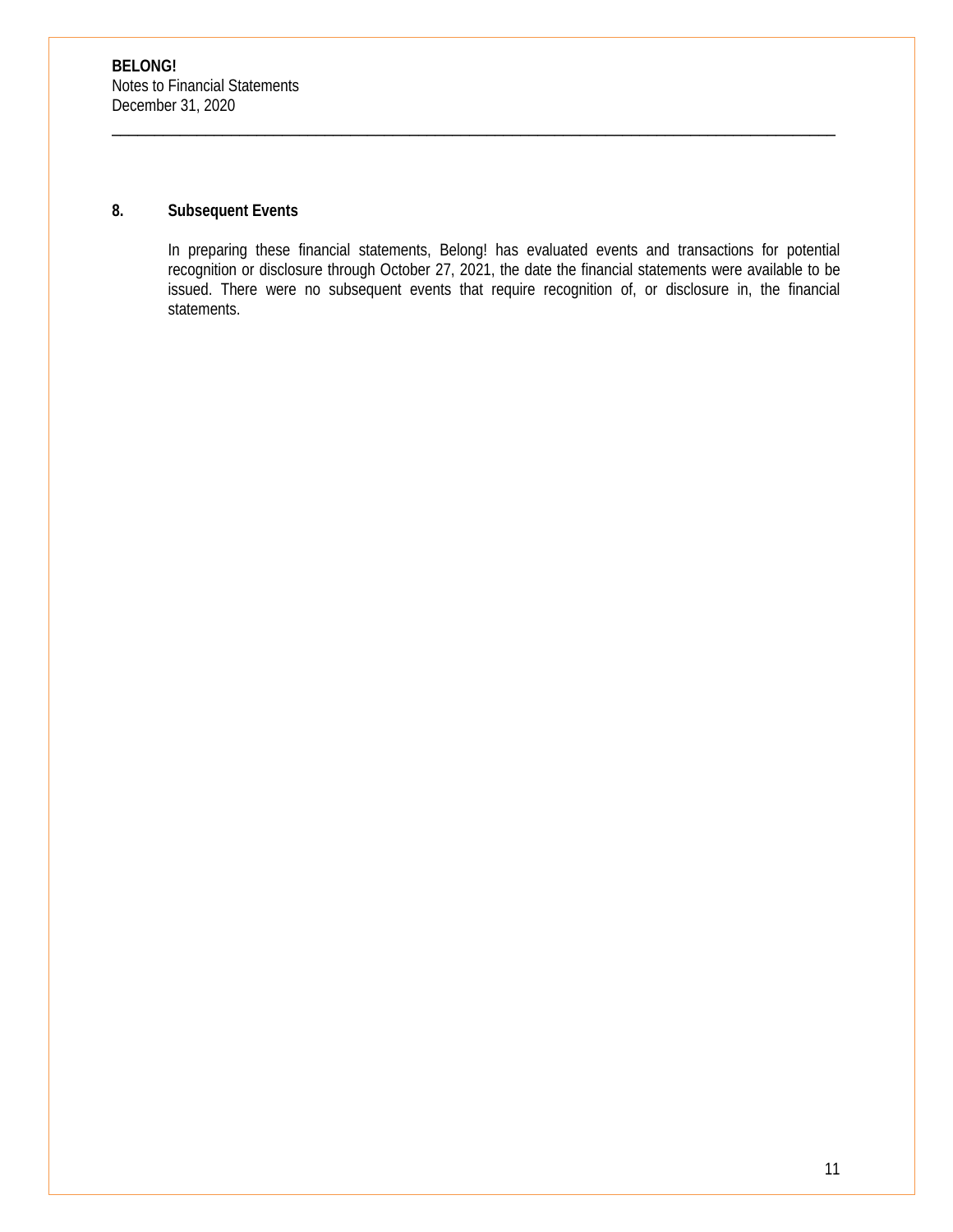## 8. Subsequent Events

In preparing these financial statements, Belong! has evaluated events and transactions for potential recognition or disclosure through October 27, 2021, the date the financial statements were available to be issued. There were no subsequent events that require recognition of, or disclosure in, the financial statements.